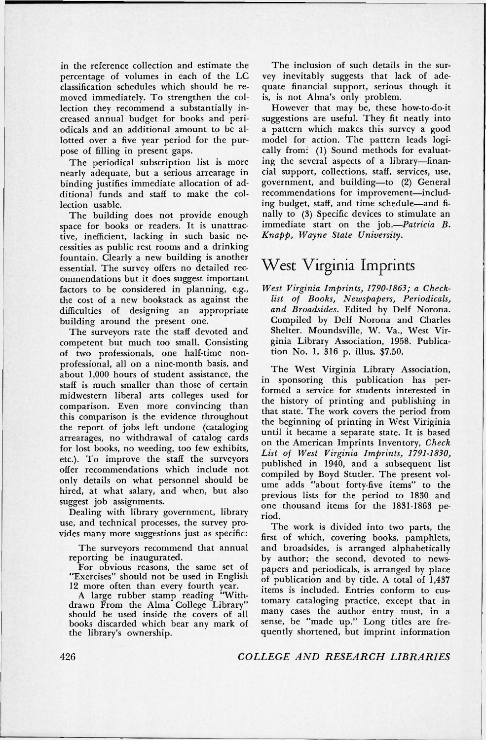in the reference collection and estimate the percentage of volumes in each of the LC classification schedules which should be removed immediately. To strengthen the collection they recommend a substantially increased annual budget for books and periodicals and an additional amount to be allotted over a five year period for the purpose of filling in present gaps.

The periodical subscription list is more nearly adequate, but a serious arrearage in binding justifies immediate allocation of additional funds and staff to make the collection usable.

The building does not provide enough space for books or readers. It is unattractive, inefficient, lacking in such basic necessities as public rest rooms and a drinking fountain. Clearly a new building is another essential. The survey offers no detailed recommendations but it does suggest important factors to be considered in planning, e.g., the cost of a new bookstack as against the difficulties of designing an appropriate building around the present one.

The surveyors rate the staff devoted and competent but much too small. Consisting of two professionals, one half-time nonprofessional, all on a nine-month basis, and about 1,000 hours of student assistance, the staff is much smaller than those of certain midwestern liberal arts colleges used for comparison. Even more convincing than this comparison is the evidence throughout the report of jobs left undone (cataloging arrearages, no withdrawal of catalog cards for lost books, no weeding, too few exhibits, etc.). To improve the staff the surveyors offer recommendations which include not only details on what personnel should be hired, at what salary, and when, but also suggest job assignments.

Dealing with library government, library use, and technical processes, the survey provides many more suggestions just as specific:

> The surveyors recommend that annual reporting be inaugurated.
>
> For obvious reasons, the same set of "Exercises" should not be used in English 12 more often than every fourth year.
>
> A large rubber stamp reading "Withdrawn From the Alma College Library" should be used inside the covers of all books discarded which bear any mark of the library's ownership.

The inclusion of such details in the survey inevitably suggests that lack of adequate financial support, serious though it is, is not Alma's only problem.

However that may be, these how-to-do-it suggestions are useful. They fit neatly into a pattern which makes this survey a good model for action. The pattern leads logically from: (1) Sound methods for evaluating the several aspects of a library—financial support, collections, staff, services, use, government, and building—to (2) General recommendations for improvement—including budget, staff, and time schedule—and finally to (3) Specific devices to stimulate an immediate start on the job.—*Patricia B. Knapp, Wayne State University.*

## West Virginia Imprints

*West Virginia Imprints, 1790-1863; a Checklist of Books, Newspapers, Periodicals, and Broadsides.* Edited by Delf Norona. Compiled by Delf Norona and Charles Shelter. Moundsville, W. Va., West Virginia Library Association, 1958. Publication No. 1. 316 p. illus. $7.50.

The West Virginia Library Association, in sponsoring this publication has performed a service for students interested in the history of printing and publishing in that state. The work covers the period from the beginning of printing in West Viriginia until it became a separate state. It is based on the American Imprints Inventory, *Check List of West Virginia Imprints, 1791-1830,* published in 1940, and a subsequent list compiled by Boyd Stutler. The present volume adds "about forty-five items" to the previous lists for the period to 1830 and one thousand items for the 1831-1863 period.

The work is divided into two parts, the first of which, covering books, pamphlets, and broadsides, is arranged alphabetically by author; the second, devoted to newspapers and periodicals, is arranged by place of publication and by title. A total of 1,437 items is included. Entries conform to customary cataloging practice, except that in many cases the author entry must, in a sense, be "made up." Long titles are frequently shortened, but imprint information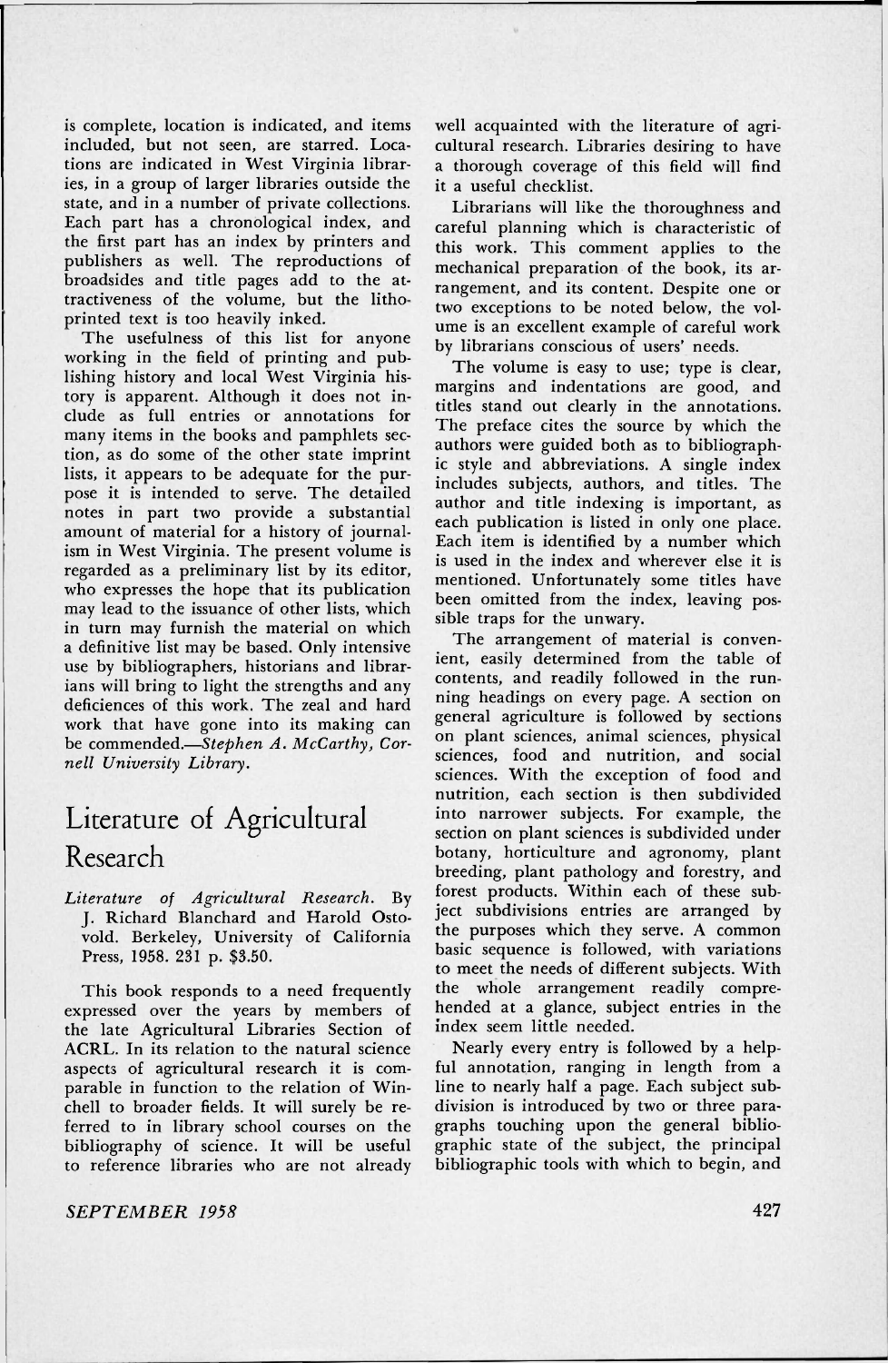is complete, location is indicated, and items included, but not seen, are starred. Locations are indicated in West Virginia libraries, in a group of larger libraries outside the state, and in a number of private collections. Each part has a chronological index, and the first part has an index by printers and publishers as well. The reproductions of broadsides and title pages add to the attractiveness of the volume, but the lithoprinted text is too heavily inked.

The usefulness of this list for anyone working in the field of printing and publishing history and local West Virginia history is apparent. Although it does not include as full entries or annotations for many items in the books and pamphlets section, as do some of the other state imprint lists, it appears to be adequate for the purpose it is intended to serve. The detailed notes in part two provide a substantial amount of material for a history of journalism in West Virginia. The present volume is regarded as a preliminary list by its editor, who expresses the hope that its publication may lead to the issuance of other lists, which in turn may furnish the material on which a definitive list may be based. Only intensive use by bibliographers, historians and librarians will bring to light the strengths and any deficiences of this work. The zeal and hard work that have gone into its making can be commended.—*Stephen A. McCarthy, Cornell University Library.*

## Literature of Agricultural Research

*Literature of Agricultural Research.* By J. Richard Blanchard and Harold Ostovold. Berkeley, University of California Press, 1958. 231 p. $3.50.

This book responds to a need frequently expressed over the years by members of the late Agricultural Libraries Section of ACRL. In its relation to the natural science aspects of agricultural research it is comparable in function to the relation of Winchell to broader fields. It will surely be referred to in library school courses on the bibliography of science. It will be useful to reference libraries who are not already well acquainted with the literature of agricultural research. Libraries desiring to have a thorough coverage of this field will find it a useful checklist.

Librarians will like the thoroughness and careful planning which is characteristic of this work. This comment applies to the mechanical preparation of the book, its arrangement, and its content. Despite one or two exceptions to be noted below, the volume is an excellent example of careful work by librarians conscious of users' needs.

The volume is easy to use; type is clear, margins and indentations are good, and titles stand out clearly in the annotations. The preface cites the source by which the authors were guided both as to bibliographic style and abbreviations. A single index includes subjects, authors, and titles. The author and title indexing is important, as each publication is listed in only one place. Each item is identified by a number which is used in the index and wherever else it is mentioned. Unfortunately some titles have been omitted from the index, leaving possible traps for the unwary.

The arrangement of material is convenient, easily determined from the table of contents, and readily followed in the running headings on every page. A section on general agriculture is followed by sections on plant sciences, animal sciences, physical sciences, food and nutrition, and social sciences. With the exception of food and nutrition, each section is then subdivided into narrower subjects. For example, the section on plant sciences is subdivided under botany, horticulture and agronomy, plant breeding, plant pathology and forestry, and forest products. Within each of these subject subdivisions entries are arranged by the purposes which they serve. A common basic sequence is followed, with variations to meet the needs of different subjects. With the whole arrangement readily comprehended at a glance, subject entries in the index seem little needed.

Nearly every entry is followed by a helpful annotation, ranging in length from a line to nearly half a page. Each subject subdivision is introduced by two or three paragraphs touching upon the general bibliographic state of the subject, the principal bibliographic tools with which to begin, and